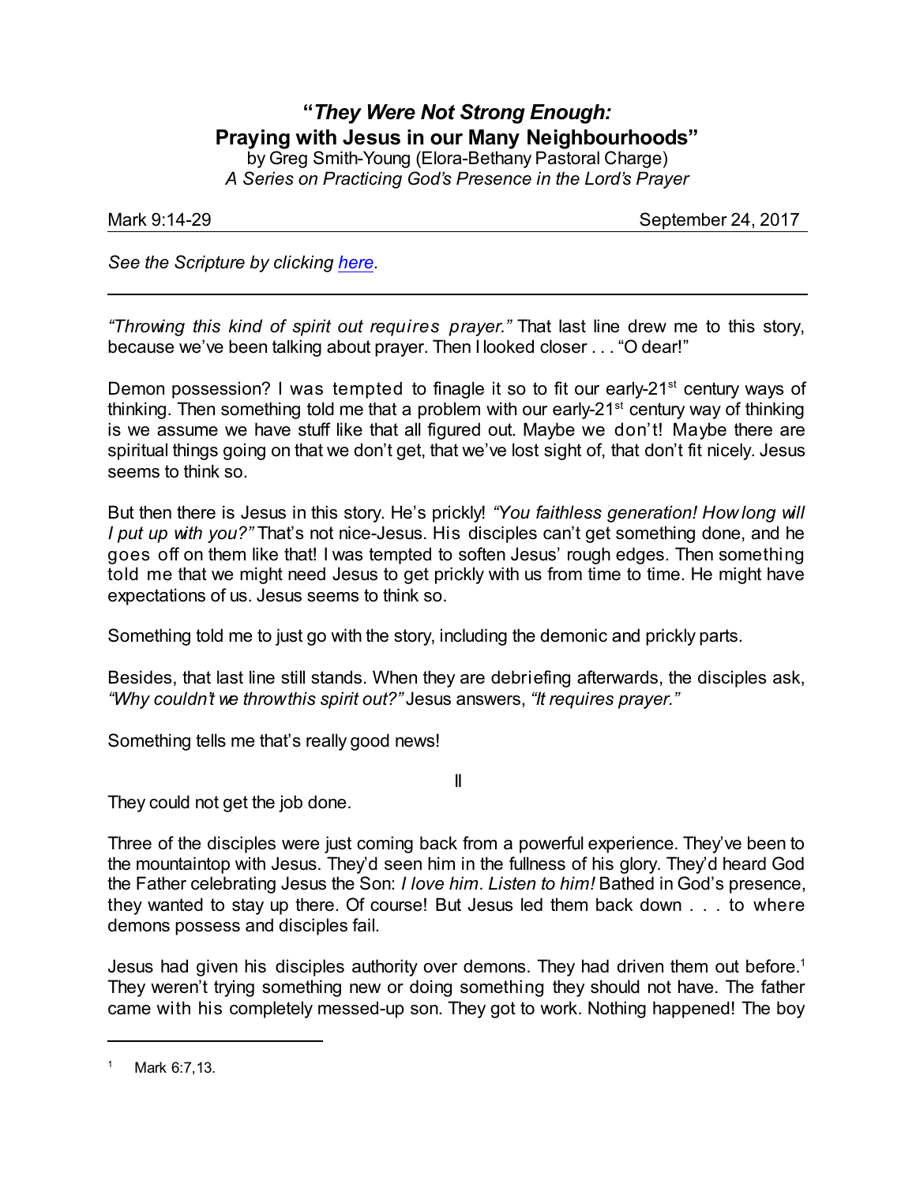# "*They Were Not Strong Enough:* Praying with Jesus in our Many Neighbourhoods"

by Greg Smith-Young (Elora-Bethany Pastoral Charge)
*A Series on Practicing God's Presence in the Lord's Prayer*

Mark 9:14-29 September 24, 2017

*See the Scripture by clicking here.*

---

*"Throwing this kind of spirit out requires prayer."* That last line drew me to this story, because we've been talking about prayer. Then I looked closer . . . "O dear!"

Demon possession? I was tempted to finagle it so to fit our early-21st century ways of thinking. Then something told me that a problem with our early-21st century way of thinking is we assume we have stuff like that all figured out. Maybe we don't! Maybe there are spiritual things going on that we don't get, that we've lost sight of, that don't fit nicely. Jesus seems to think so.

But then there is Jesus in this story. He's prickly! *"You faithless generation! How long will I put up with you?"* That's not nice-Jesus. His disciples can't get something done, and he goes off on them like that! I was tempted to soften Jesus' rough edges. Then something told me that we might need Jesus to get prickly with us from time to time. He might have expectations of us. Jesus seems to think so.

Something told me to just go with the story, including the demonic and prickly parts.

Besides, that last line still stands. When they are debriefing afterwards, the disciples ask, *"Why couldn't we throw this spirit out?"* Jesus answers, *"It requires prayer."*

Something tells me that's really good news!

II

They could not get the job done.

Three of the disciples were just coming back from a powerful experience. They've been to the mountaintop with Jesus. They'd seen him in the fullness of his glory. They'd heard God the Father celebrating Jesus the Son: *I love him. Listen to him!* Bathed in God's presence, they wanted to stay up there. Of course! But Jesus led them back down . . . to where demons possess and disciples fail.

Jesus had given his disciples authority over demons. They had driven them out before.[1] They weren't trying something new or doing something they should not have. The father came with his completely messed-up son. They got to work. Nothing happened! The boy

[1] Mark 6:7,13.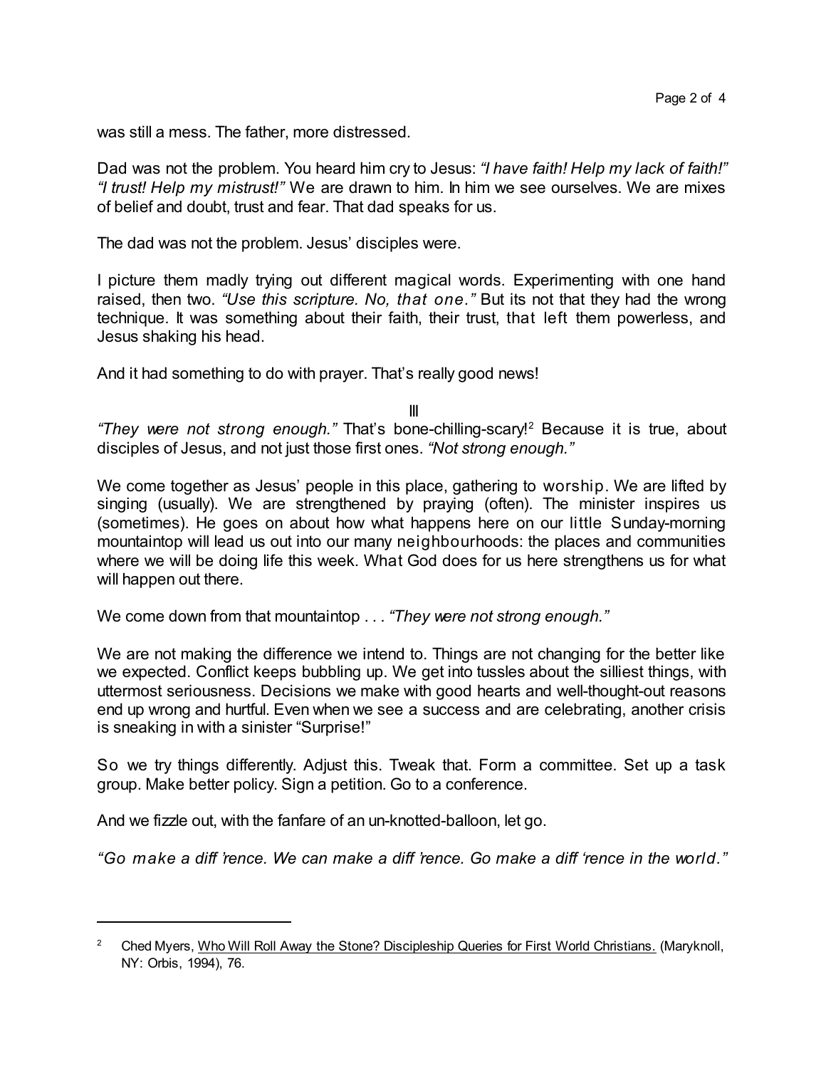was still a mess. The father, more distressed.

Dad was not the problem. You heard him cry to Jesus: *"I have faith! Help my lack of faith!" "I trust! Help my mistrust!"* We are drawn to him. In him we see ourselves. We are mixes of belief and doubt, trust and fear. That dad speaks for us.

The dad was not the problem. Jesus' disciples were.

I picture them madly trying out different magical words. Experimenting with one hand raised, then two. *"Use this scripture. No, that one."* But its not that they had the wrong technique. It was something about their faith, their trust, that left them powerless, and Jesus shaking his head.

And it had something to do with prayer. That's really good news!

III

*"They were not strong enough."* That's bone-chilling-scary![2] Because it is true, about disciples of Jesus, and not just those first ones. *"Not strong enough."*

We come together as Jesus' people in this place, gathering to worship. We are lifted by singing (usually). We are strengthened by praying (often). The minister inspires us (sometimes). He goes on about how what happens here on our little Sunday-morning mountaintop will lead us out into our many neighbourhoods: the places and communities where we will be doing life this week. What God does for us here strengthens us for what will happen out there.

We come down from that mountaintop . . . *"They were not strong enough."*

We are not making the difference we intend to. Things are not changing for the better like we expected. Conflict keeps bubbling up. We get into tussles about the silliest things, with uttermost seriousness. Decisions we make with good hearts and well-thought-out reasons end up wrong and hurtful. Even when we see a success and are celebrating, another crisis is sneaking in with a sinister "Surprise!"

So we try things differently. Adjust this. Tweak that. Form a committee. Set up a task group. Make better policy. Sign a petition. Go to a conference.

And we fizzle out, with the fanfare of an un-knotted-balloon, let go.

*"Go make a diff 'rence. We can make a diff 'rence. Go make a diff 'rence in the world."*

---

[2] Ched Myers, Who Will Roll Away the Stone? Discipleship Queries for First World Christians. (Maryknoll, NY: Orbis, 1994), 76.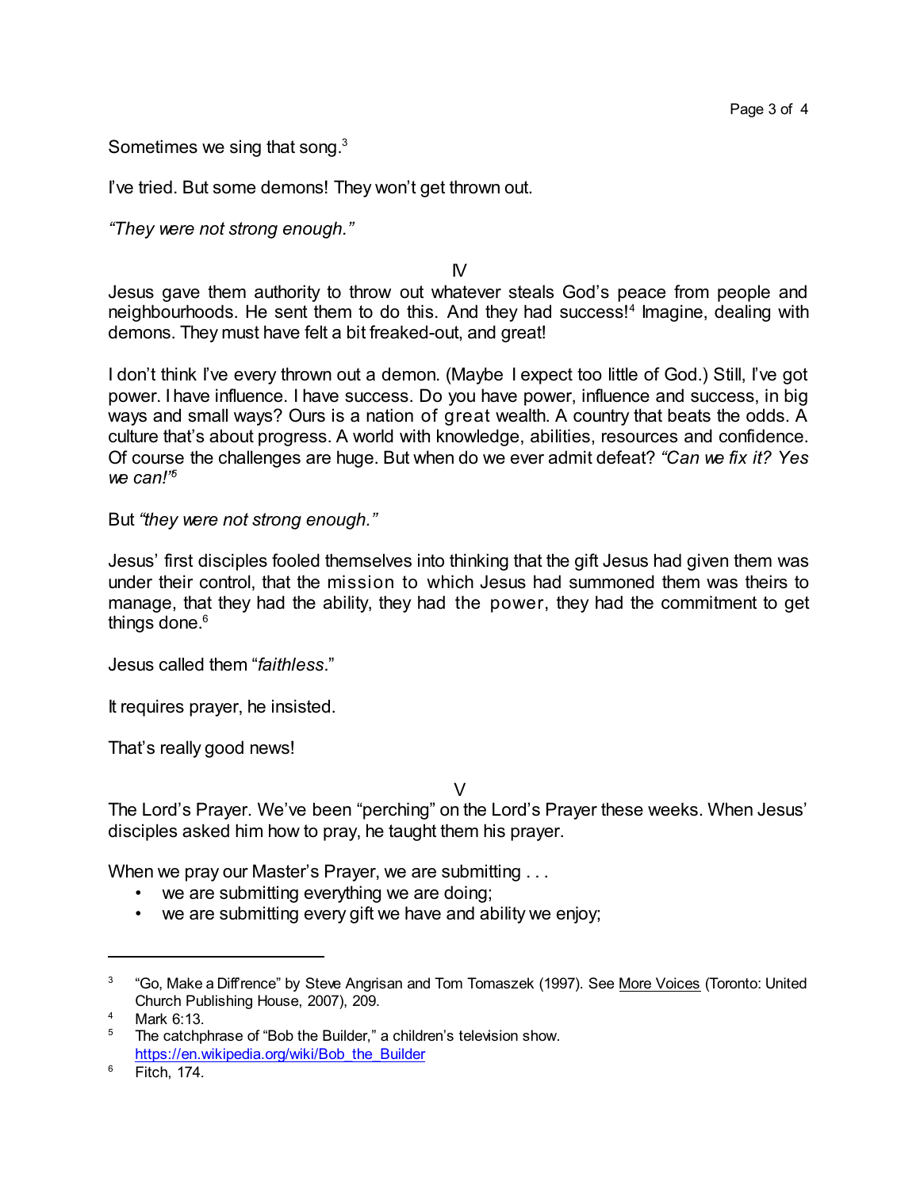Sometimes we sing that song.[3]

I've tried. But some demons! They won't get thrown out.

*"They were not strong enough."*

IV

Jesus gave them authority to throw out whatever steals God's peace from people and neighbourhoods. He sent them to do this. And they had success![4] Imagine, dealing with demons. They must have felt a bit freaked-out, and great!

I don't think I've every thrown out a demon. (Maybe I expect too little of God.) Still, I've got power. I have influence. I have success. Do you have power, influence and success, in big ways and small ways? Ours is a nation of great wealth. A country that beats the odds. A culture that's about progress. A world with knowledge, abilities, resources and confidence. Of course the challenges are huge. But when do we ever admit defeat? *"Can we fix it? Yes we can!"*[5]

But *"they were not strong enough."*

Jesus' first disciples fooled themselves into thinking that the gift Jesus had given them was under their control, that the mission to which Jesus had summoned them was theirs to manage, that they had the ability, they had the power, they had the commitment to get things done.[6]

Jesus called them "*faithless*."

It requires prayer, he insisted.

That's really good news!

V

The Lord's Prayer. We've been "perching" on the Lord's Prayer these weeks. When Jesus' disciples asked him how to pray, he taught them his prayer.

When we pray our Master's Prayer, we are submitting . . .

- we are submitting everything we are doing;
- we are submitting every gift we have and ability we enjoy;

---

[3] "Go, Make a Diff'rence" by Steve Angrisan and Tom Tomaszek (1997). See More Voices (Toronto: United Church Publishing House, 2007), 209.

[4] Mark 6:13.

[5] The catchphrase of "Bob the Builder," a children's television show. https://en.wikipedia.org/wiki/Bob_the_Builder

[6] Fitch, 174.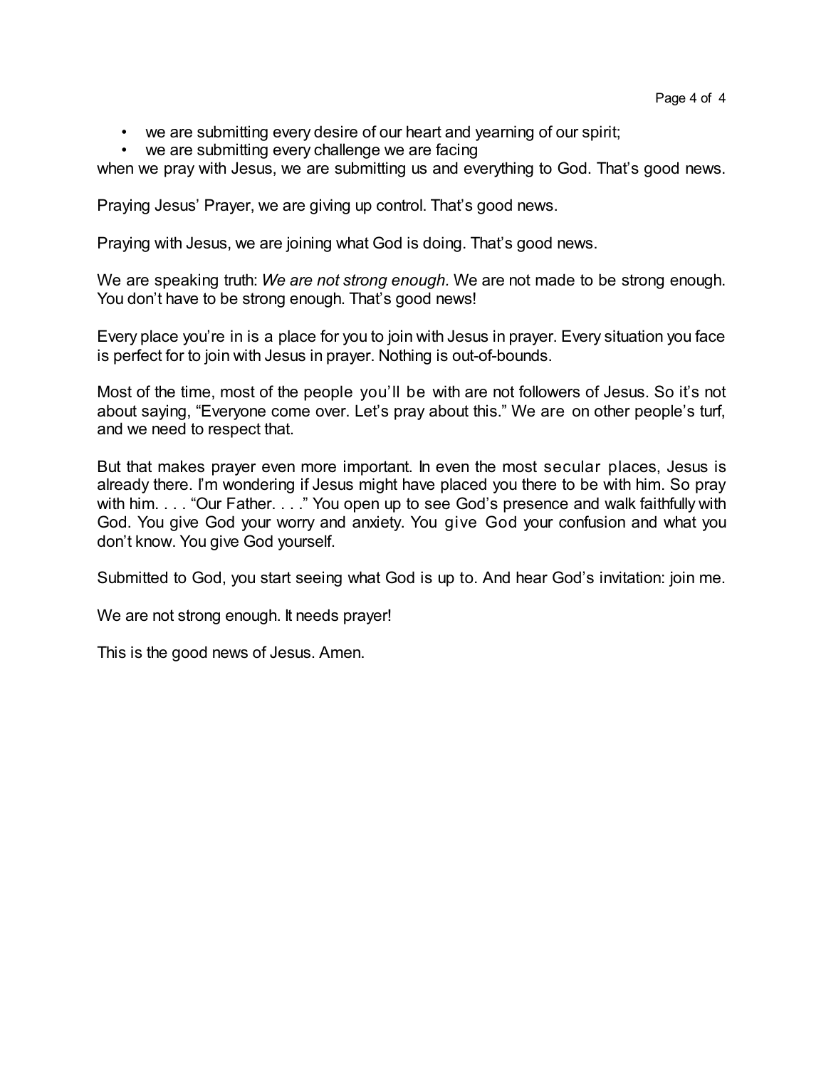- we are submitting every desire of our heart and yearning of our spirit;
- we are submitting every challenge we are facing

when we pray with Jesus, we are submitting us and everything to God. That's good news.

Praying Jesus' Prayer, we are giving up control. That's good news.

Praying with Jesus, we are joining what God is doing. That's good news.

We are speaking truth: *We are not strong enough.* We are not made to be strong enough. You don't have to be strong enough. That's good news!

Every place you're in is a place for you to join with Jesus in prayer. Every situation you face is perfect for to join with Jesus in prayer. Nothing is out-of-bounds.

Most of the time, most of the people you'll be with are not followers of Jesus. So it's not about saying, "Everyone come over. Let's pray about this." We are on other people's turf, and we need to respect that.

But that makes prayer even more important. In even the most secular places, Jesus is already there. I'm wondering if Jesus might have placed you there to be with him. So pray with him. . . . "Our Father. . . ." You open up to see God's presence and walk faithfully with God. You give God your worry and anxiety. You give God your confusion and what you don't know. You give God yourself.

Submitted to God, you start seeing what God is up to. And hear God's invitation: join me.

We are not strong enough. It needs prayer!

This is the good news of Jesus. Amen.